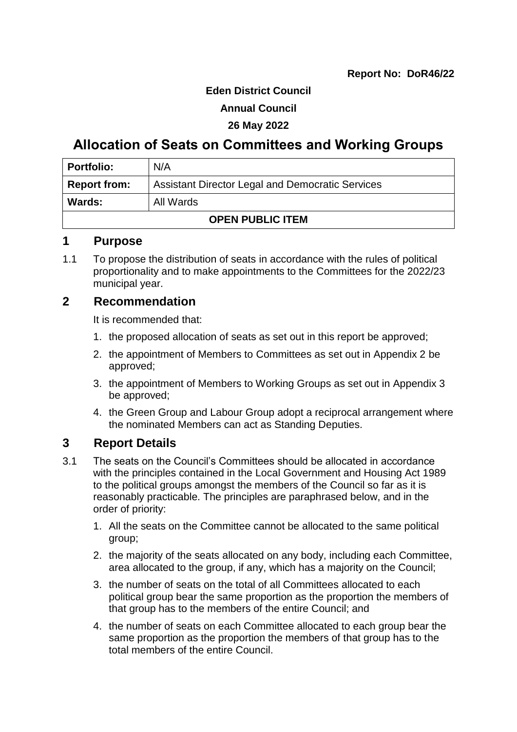**Report No: DoR46/22**

**Eden District Council**

**Annual Council**

**26 May 2022**

# Allocation of Seats on Committees and Working Groups

| **Portfolio:** | N/A |
|---|---|
| **Report from:** | Assistant Director Legal and Democratic Services |
| **Wards:** | All Wards |
| **OPEN PUBLIC ITEM** | |

## 1 Purpose

1.1 To propose the distribution of seats in accordance with the rules of political proportionality and to make appointments to the Committees for the 2022/23 municipal year.

## 2 Recommendation

It is recommended that:

1. the proposed allocation of seats as set out in this report be approved;
2. the appointment of Members to Committees as set out in Appendix 2 be approved;
3. the appointment of Members to Working Groups as set out in Appendix 3 be approved;
4. the Green Group and Labour Group adopt a reciprocal arrangement where the nominated Members can act as Standing Deputies.

## 3 Report Details

3.1 The seats on the Council's Committees should be allocated in accordance with the principles contained in the Local Government and Housing Act 1989 to the political groups amongst the members of the Council so far as it is reasonably practicable. The principles are paraphrased below, and in the order of priority:

1. All the seats on the Committee cannot be allocated to the same political group;
2. the majority of the seats allocated on any body, including each Committee, area allocated to the group, if any, which has a majority on the Council;
3. the number of seats on the total of all Committees allocated to each political group bear the same proportion as the proportion the members of that group has to the members of the entire Council; and
4. the number of seats on each Committee allocated to each group bear the same proportion as the proportion the members of that group has to the total members of the entire Council.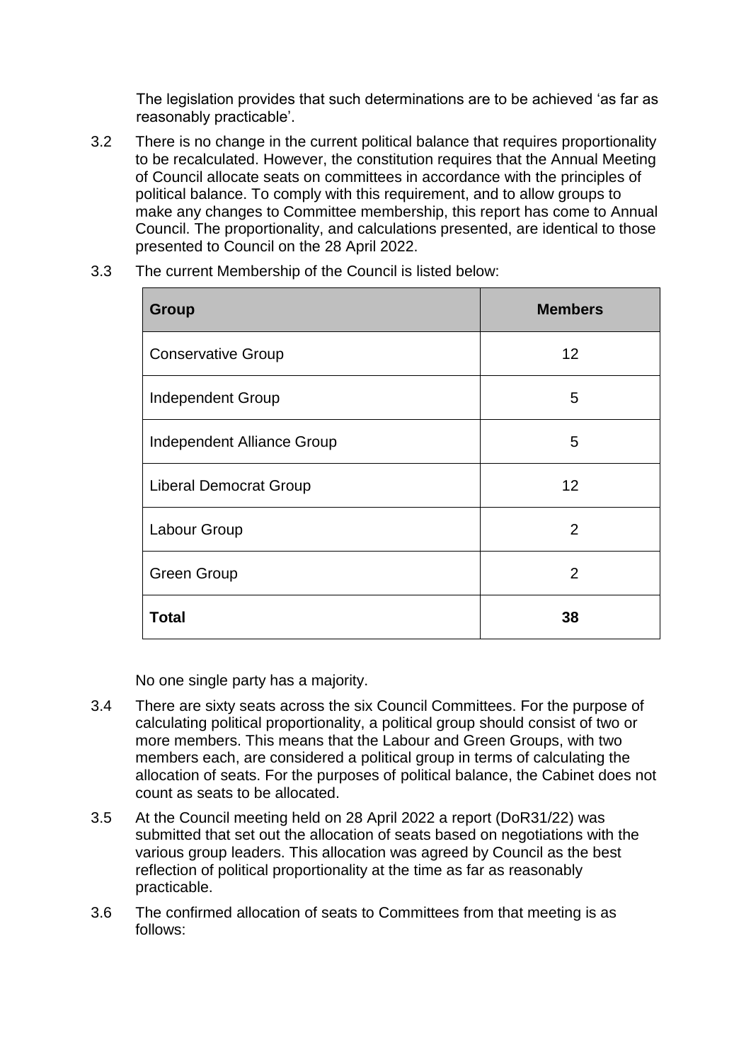The legislation provides that such determinations are to be achieved 'as far as reasonably practicable'.

3.2 There is no change in the current political balance that requires proportionality to be recalculated. However, the constitution requires that the Annual Meeting of Council allocate seats on committees in accordance with the principles of political balance. To comply with this requirement, and to allow groups to make any changes to Committee membership, this report has come to Annual Council. The proportionality, and calculations presented, are identical to those presented to Council on the 28 April 2022.

3.3 The current Membership of the Council is listed below:

| **Group** | **Members** |
|---|---|
| Conservative Group | 12 |
| Independent Group | 5 |
| Independent Alliance Group | 5 |
| Liberal Democrat Group | 12 |
| Labour Group | 2 |
| Green Group | 2 |
| **Total** | **38** |

No one single party has a majority.

3.4 There are sixty seats across the six Council Committees. For the purpose of calculating political proportionality, a political group should consist of two or more members. This means that the Labour and Green Groups, with two members each, are considered a political group in terms of calculating the allocation of seats. For the purposes of political balance, the Cabinet does not count as seats to be allocated.

3.5 At the Council meeting held on 28 April 2022 a report (DoR31/22) was submitted that set out the allocation of seats based on negotiations with the various group leaders. This allocation was agreed by Council as the best reflection of political proportionality at the time as far as reasonably practicable.

3.6 The confirmed allocation of seats to Committees from that meeting is as follows: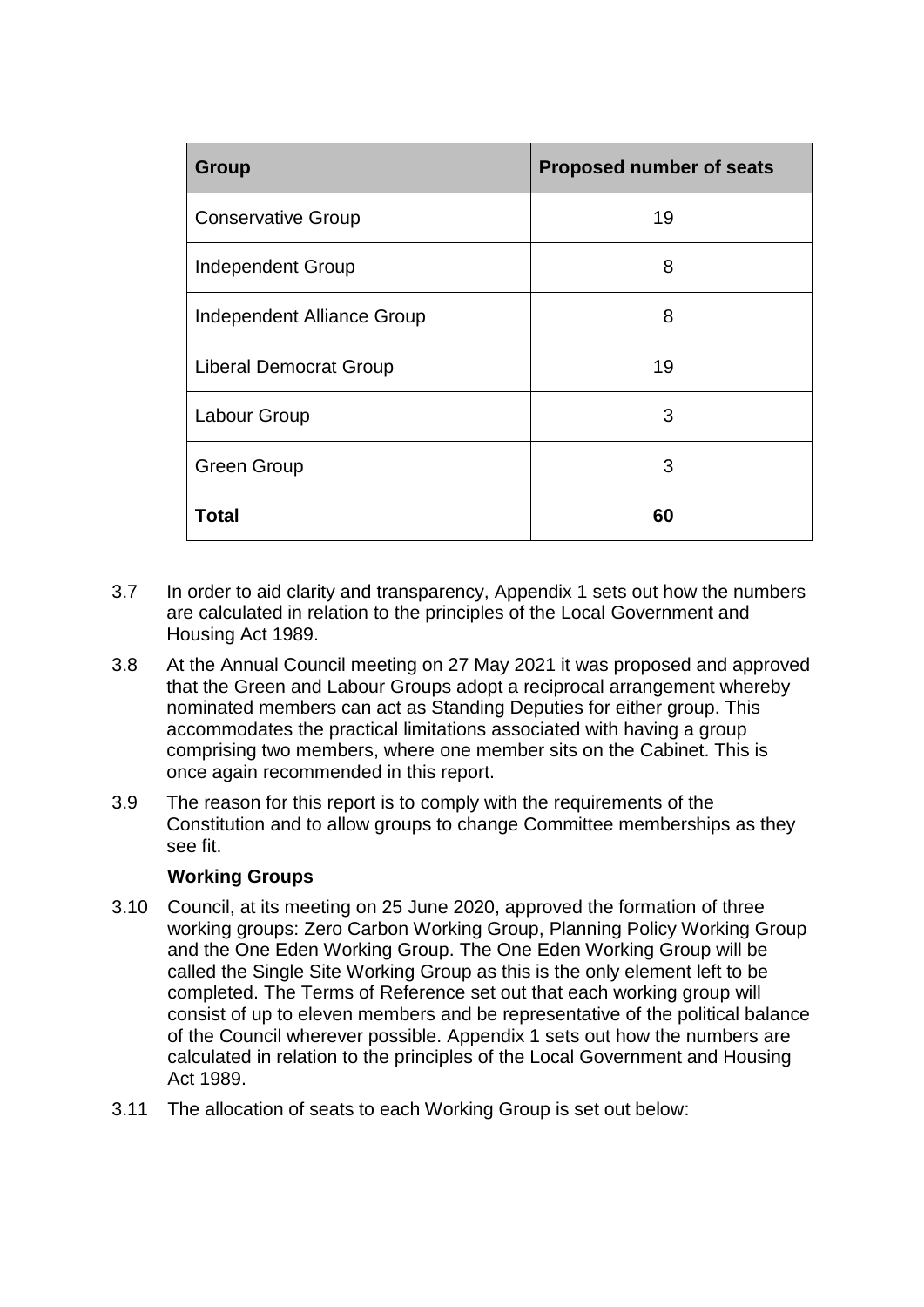| Group | Proposed number of seats |
|---|---|
| Conservative Group | 19 |
| Independent Group | 8 |
| Independent Alliance Group | 8 |
| Liberal Democrat Group | 19 |
| Labour Group | 3 |
| Green Group | 3 |
| **Total** | **60** |

3.7 In order to aid clarity and transparency, Appendix 1 sets out how the numbers are calculated in relation to the principles of the Local Government and Housing Act 1989.

3.8 At the Annual Council meeting on 27 May 2021 it was proposed and approved that the Green and Labour Groups adopt a reciprocal arrangement whereby nominated members can act as Standing Deputies for either group. This accommodates the practical limitations associated with having a group comprising two members, where one member sits on the Cabinet. This is once again recommended in this report.

3.9 The reason for this report is to comply with the requirements of the Constitution and to allow groups to change Committee memberships as they see fit.

**Working Groups**

3.10 Council, at its meeting on 25 June 2020, approved the formation of three working groups: Zero Carbon Working Group, Planning Policy Working Group and the One Eden Working Group. The One Eden Working Group will be called the Single Site Working Group as this is the only element left to be completed. The Terms of Reference set out that each working group will consist of up to eleven members and be representative of the political balance of the Council wherever possible. Appendix 1 sets out how the numbers are calculated in relation to the principles of the Local Government and Housing Act 1989.

3.11 The allocation of seats to each Working Group is set out below: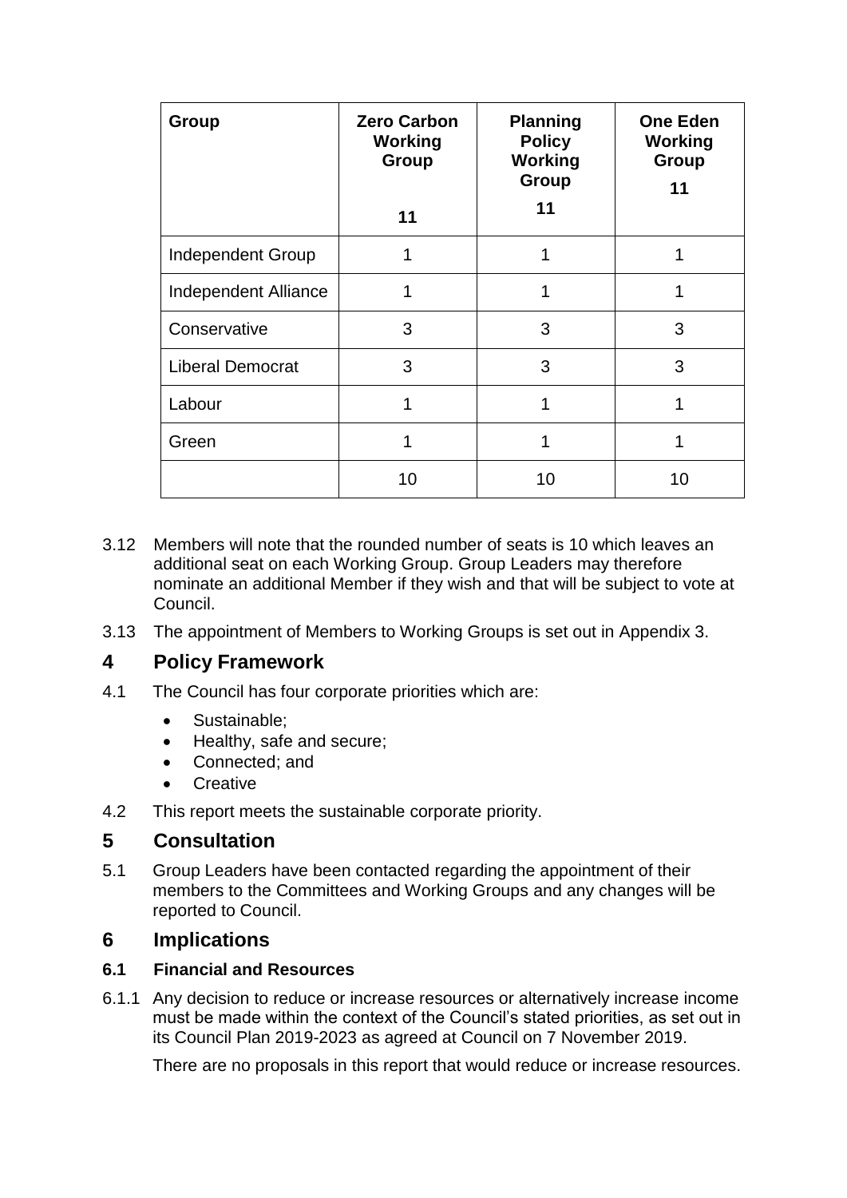| Group | Zero Carbon Working Group<br><br>11 | Planning Policy Working Group<br>11 | One Eden Working Group<br>11 |
|---|---|---|---|
| Independent Group | 1 | 1 | 1 |
| Independent Alliance | 1 | 1 | 1 |
| Conservative | 3 | 3 | 3 |
| Liberal Democrat | 3 | 3 | 3 |
| Labour | 1 | 1 | 1 |
| Green | 1 | 1 | 1 |
| | 10 | 10 | 10 |

3.12 Members will note that the rounded number of seats is 10 which leaves an additional seat on each Working Group. Group Leaders may therefore nominate an additional Member if they wish and that will be subject to vote at Council.

3.13 The appointment of Members to Working Groups is set out in Appendix 3.

## 4 Policy Framework

4.1 The Council has four corporate priorities which are:

- Sustainable;
- Healthy, safe and secure;
- Connected; and
- Creative

4.2 This report meets the sustainable corporate priority.

## 5 Consultation

5.1 Group Leaders have been contacted regarding the appointment of their members to the Committees and Working Groups and any changes will be reported to Council.

## 6 Implications

### 6.1 Financial and Resources

6.1.1 Any decision to reduce or increase resources or alternatively increase income must be made within the context of the Council's stated priorities, as set out in its Council Plan 2019-2023 as agreed at Council on 7 November 2019.

There are no proposals in this report that would reduce or increase resources.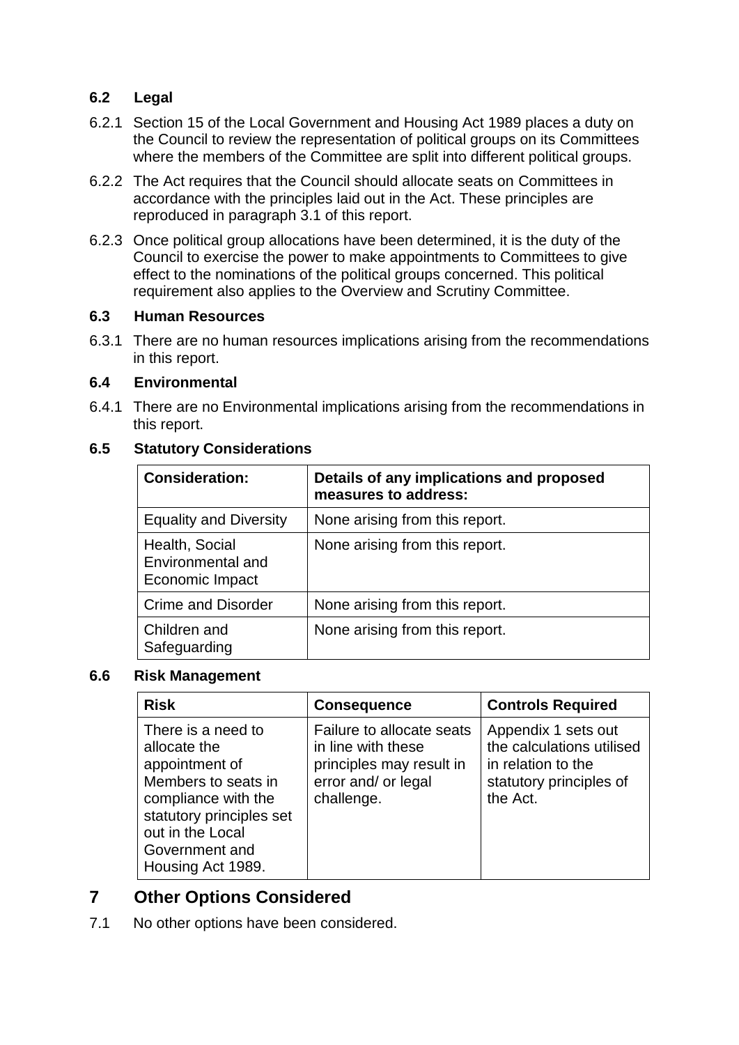### 6.2 Legal

6.2.1 Section 15 of the Local Government and Housing Act 1989 places a duty on the Council to review the representation of political groups on its Committees where the members of the Committee are split into different political groups.

6.2.2 The Act requires that the Council should allocate seats on Committees in accordance with the principles laid out in the Act. These principles are reproduced in paragraph 3.1 of this report.

6.2.3 Once political group allocations have been determined, it is the duty of the Council to exercise the power to make appointments to Committees to give effect to the nominations of the political groups concerned. This political requirement also applies to the Overview and Scrutiny Committee.

### 6.3 Human Resources

6.3.1 There are no human resources implications arising from the recommendations in this report.

### 6.4 Environmental

6.4.1 There are no Environmental implications arising from the recommendations in this report.

### 6.5 Statutory Considerations

| Consideration: | Details of any implications and proposed measures to address: |
|---|---|
| Equality and Diversity | None arising from this report. |
| Health, Social Environmental and Economic Impact | None arising from this report. |
| Crime and Disorder | None arising from this report. |
| Children and Safeguarding | None arising from this report. |

### 6.6 Risk Management

| Risk | Consequence | Controls Required |
|---|---|---|
| There is a need to allocate the appointment of Members to seats in compliance with the statutory principles set out in the Local Government and Housing Act 1989. | Failure to allocate seats in line with these principles may result in error and/ or legal challenge. | Appendix 1 sets out the calculations utilised in relation to the statutory principles of the Act. |

## 7 Other Options Considered

7.1 No other options have been considered.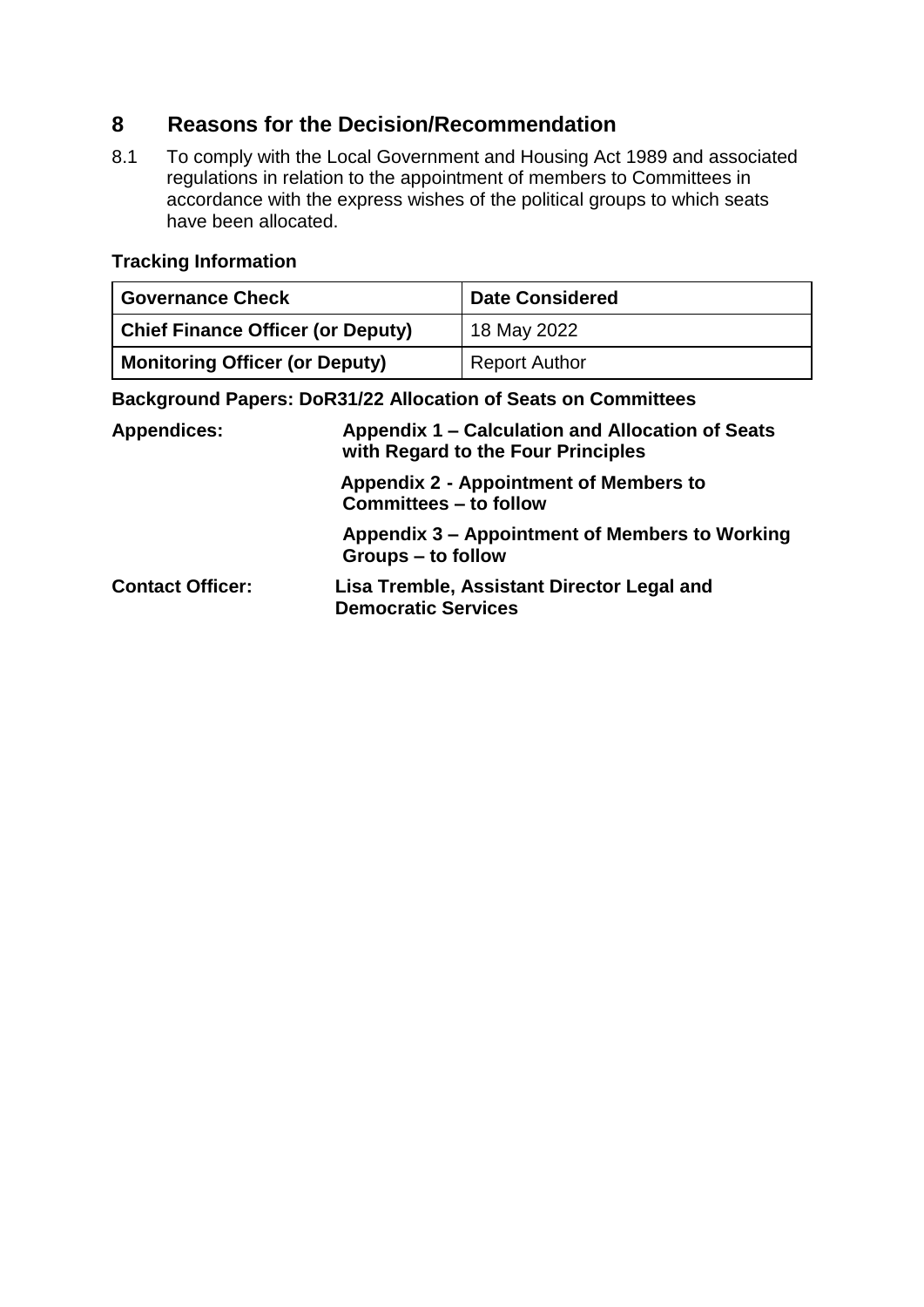## 8 Reasons for the Decision/Recommendation

8.1 To comply with the Local Government and Housing Act 1989 and associated regulations in relation to the appointment of members to Committees in accordance with the express wishes of the political groups to which seats have been allocated.

**Tracking Information**

| Governance Check | Date Considered |
|---|---|
| **Chief Finance Officer (or Deputy)** | 18 May 2022 |
| **Monitoring Officer (or Deputy)** | Report Author |

**Background Papers: DoR31/22 Allocation of Seats on Committees**

**Appendices:** **Appendix 1 – Calculation and Allocation of Seats with Regard to the Four Principles**

**Appendix 2 - Appointment of Members to Committees – to follow**

**Appendix 3 – Appointment of Members to Working Groups – to follow**

**Contact Officer:** **Lisa Tremble, Assistant Director Legal and Democratic Services**